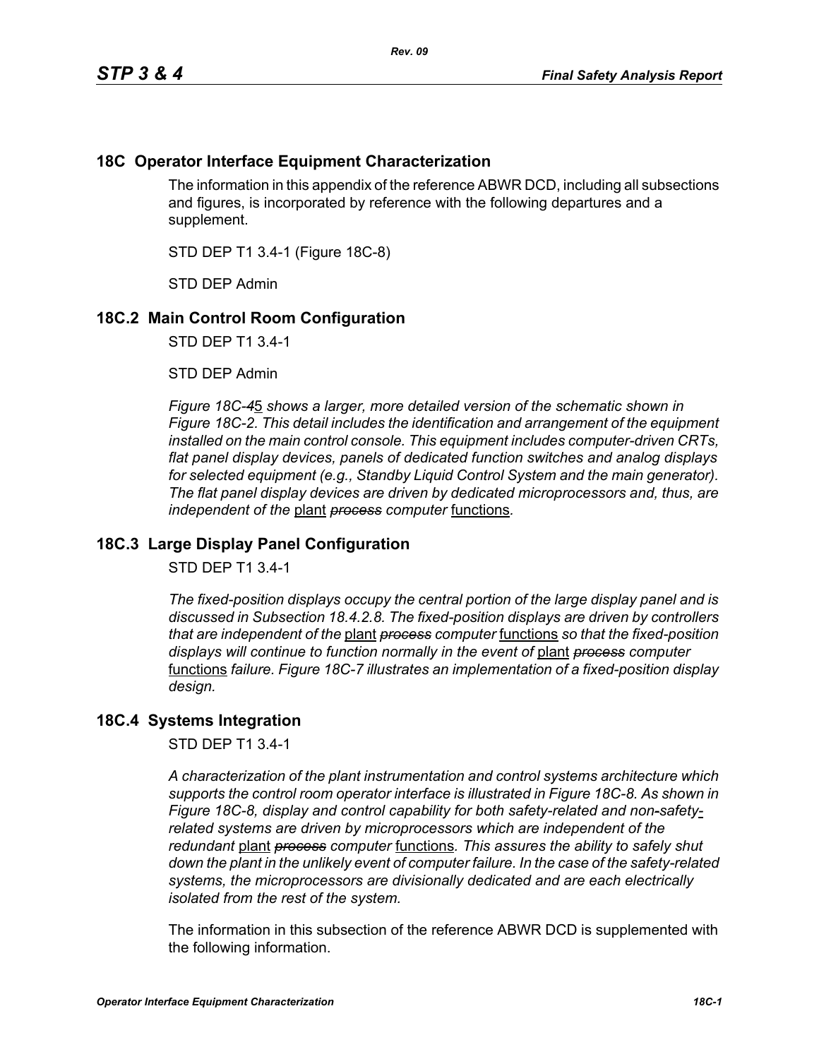# 18C Operator Interface Equipment Characterization

The information in this appendix of the reference ABWR DCD, including all subsections and figures, is incorporated by reference with the following departures and a supplement.

STD DEP T1 3.4-1 (Figure 18C-8)

STD DEP Admin

## 18C.2 Main Control Room Configuration

STD DEP T1 3.4-1

STD DEP Admin

*Figure 18C-~~4~~*5 *shows a larger, more detailed version of the schematic shown in Figure 18C-2. This detail includes the identification and arrangement of the equipment installed on the main control console. This equipment includes computer-driven CRTs, flat panel display devices, panels of dedicated function switches and analog displays for selected equipment (e.g., Standby Liquid Control System and the main generator). The flat panel display devices are driven by dedicated microprocessors and, thus, are independent of the* plant ~~*process*~~ *computer* functions*.*

## 18C.3 Large Display Panel Configuration

STD DEP T1 3.4-1

*The fixed-position displays occupy the central portion of the large display panel and is discussed in Subsection 18.4.2.8. The fixed-position displays are driven by controllers that are independent of the* plant ~~*process*~~ *computer* functions *so that the fixed-position displays will continue to function normally in the event of* plant ~~*process*~~ *computer* functions *failure. Figure 18C-7 illustrates an implementation of a fixed-position display design.*

## 18C.4 Systems Integration

STD DEP T1 3.4-1

*A characterization of the plant instrumentation and control systems architecture which supports the control room operator interface is illustrated in Figure 18C-8. As shown in Figure 18C-8, display and control capability for both safety-related and non-safety*-*related systems are driven by microprocessors which are independent of the redundant* plant ~~*process*~~ *computer* functions*. This assures the ability to safely shut down the plant in the unlikely event of computer failure. In the case of the safety-related systems, the microprocessors are divisionally dedicated and are each electrically isolated from the rest of the system.*

The information in this subsection of the reference ABWR DCD is supplemented with the following information.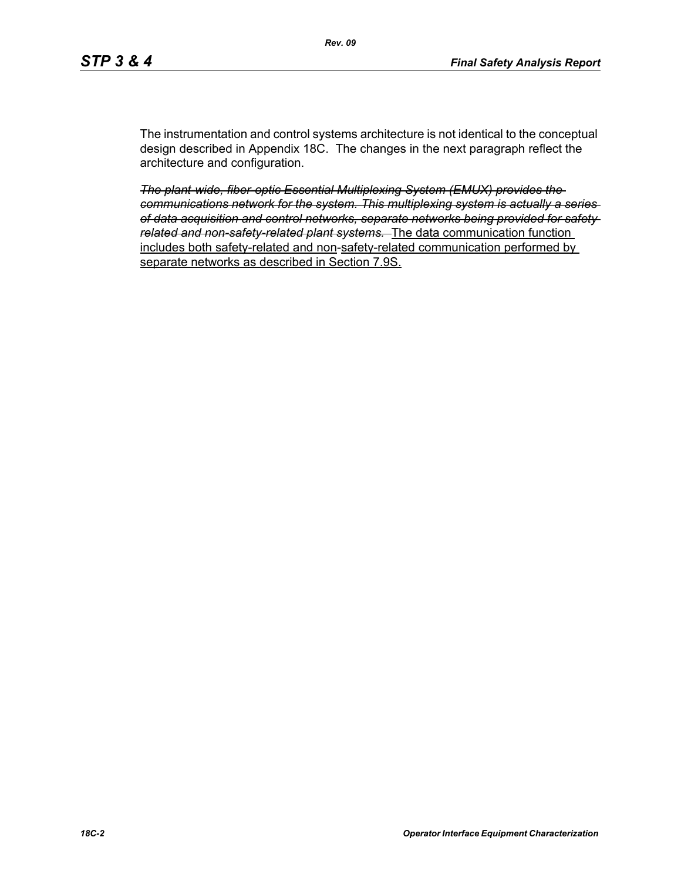The instrumentation and control systems architecture is not identical to the conceptual design described in Appendix 18C. The changes in the next paragraph reflect the architecture and configuration.

~~*The plant-wide, fiber-optic Essential Multiplexing System (EMUX) provides the communications network for the system. This multiplexing system is actually a series of data acquisition and control networks, separate networks being provided for safety-related and non-safety-related plant systems.*~~ <u>The data communication function includes both safety-related and non-safety-related communication performed by separate networks as described in Section 7.9S.</u>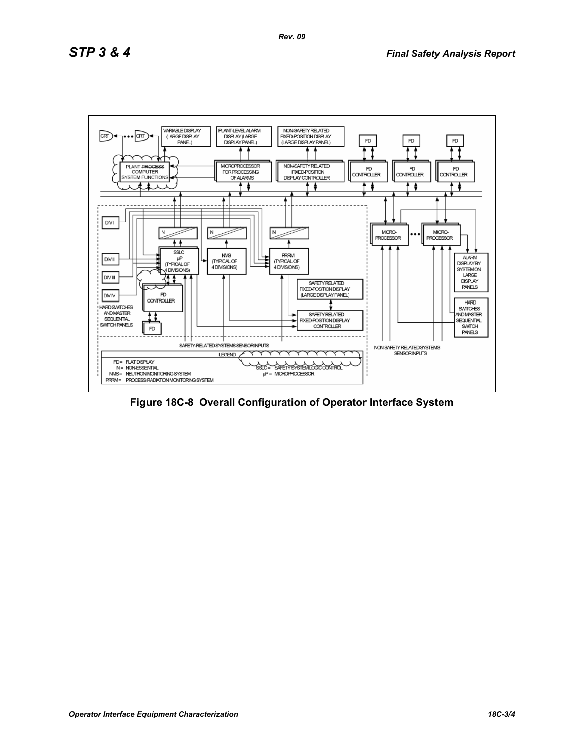VARIABLE DISPLAY (LARGE DISPLAY PANEL)

PLANT-LEVEL ALARM DISPLAY (LARGE DISPLAY PANEL)

NON-SAFETY RELATED FIXED-POSITION DISPLAY (LARGE DISPLAY PANEL)

CRT

CRT

FD

FD

FD

PLANT PROCESS COMPUTER SYSTEM FUNCTIONS

MICROPROCESSOR FOR PROCESSING OF ALARMS

NON-SAFETY RELATED FIXED-POSITION DISPLAY CONTROLLER

FD CONTROLLER

FD CONTROLLER

FD CONTROLLER

DIV I

N

N

N

MICRO-PROCESSOR

MICRO-PROCESSOR

DIV II

SSLC μP (TYPICAL OF 4 DIVISIONS)

NMS (TYPICAL OF 4 DIVISIONS)

PRRM (TYPICAL OF 4 DIVISIONS)

ALARM DISPLAY BY SYSTEM ON LARGE DISPLAY PANELS

DIV III

SAFETY RELATED FIXED-POSITION DISPLAY (LARGE DISPLAY PANEL)

DIV IV

FD CONTROLLER

HARD SWITCHES AND MASTER SEQUENTIAL SWITCH PANELS

HARD SWITCHES AND MASTER SEQUENTIAL SWITCH PANELS

SAFETY RELATED FIXED-POSITION DISPLAY CONTROLLER

FD

SAFETY-RELATED SYSTEMS SENSOR INPUTS

NON-SAFETY RELATED SYSTEMS SENSOR INPUTS

LEGEND

FD = FLAT DISPLAY
N = NON-ESSENTIAL
NMS = NEUTRON MONITORING SYSTEM
PRRM = PROCESS RADIATION MONITORING SYSTEM
SSLC = SAFETY SYSTEM LOGIC CONTROL
μP = MICROPROCESSOR

**Figure 18C-8 Overall Configuration of Operator Interface System**